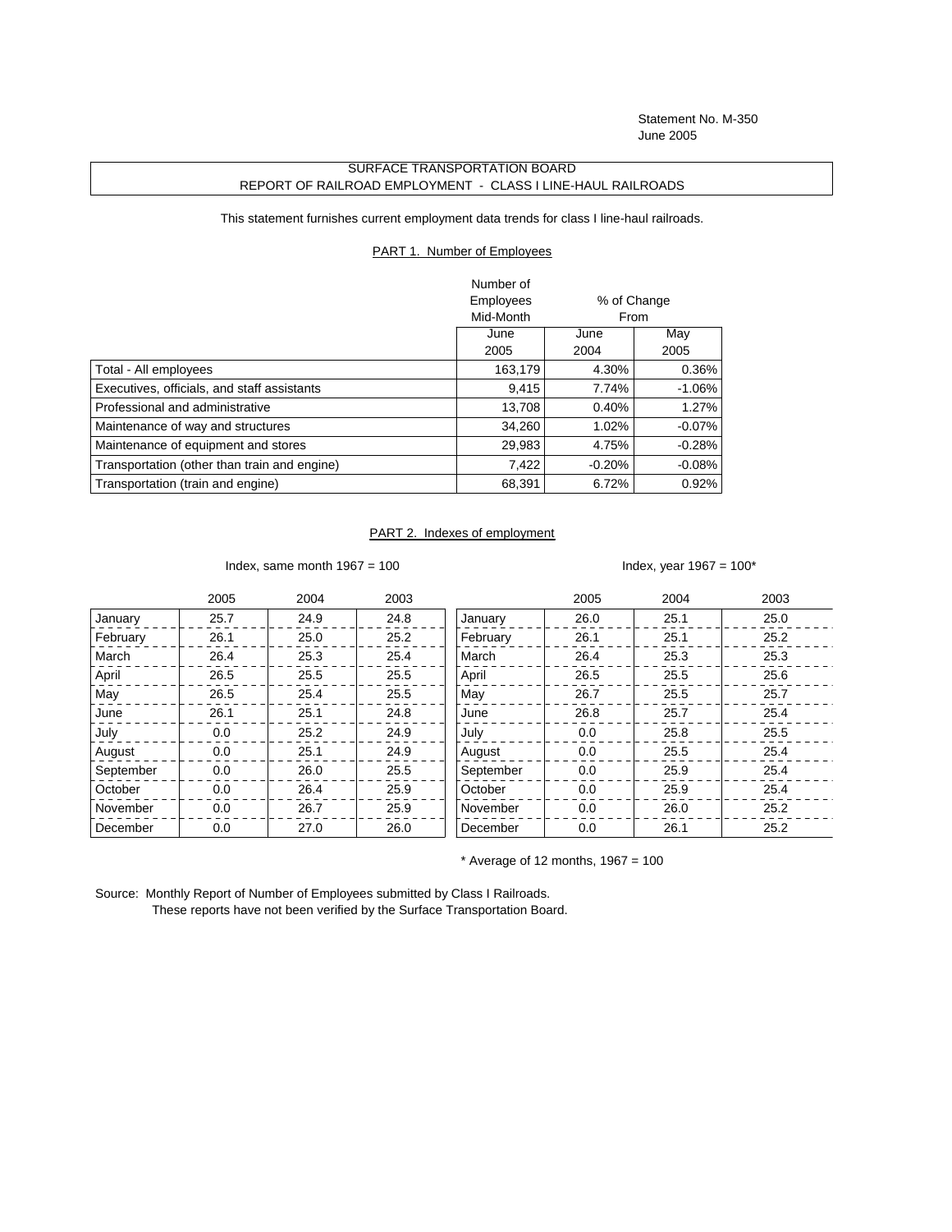Statement No. M-350
June 2005

# SURFACE TRANSPORTATION BOARD
## REPORT OF RAILROAD EMPLOYMENT - CLASS I LINE-HAUL RAILROADS

This statement furnishes current employment data trends for class I line-haul railroads.

### PART 1. Number of Employees

| | Number of Employees Mid-Month | % of Change From | |
|---|---|---|---|
| | June 2005 | June 2004 | May 2005 |
| Total - All employees | 163,179 | 4.30% | 0.36% |
| Executives, officials, and staff assistants | 9,415 | 7.74% | -1.06% |
| Professional and administrative | 13,708 | 0.40% | 1.27% |
| Maintenance of way and structures | 34,260 | 1.02% | -0.07% |
| Maintenance of equipment and stores | 29,983 | 4.75% | -0.28% |
| Transportation (other than train and engine) | 7,422 | -0.20% | -0.08% |
| Transportation (train and engine) | 68,391 | 6.72% | 0.92% |

### PART 2. Indexes of employment

Index, same month 1967 = 100

| | 2005 | 2004 | 2003 |
|---|---|---|---|
| January | 25.7 | 24.9 | 24.8 |
| February | 26.1 | 25.0 | 25.2 |
| March | 26.4 | 25.3 | 25.4 |
| April | 26.5 | 25.5 | 25.5 |
| May | 26.5 | 25.4 | 25.5 |
| June | 26.1 | 25.1 | 24.8 |
| July | 0.0 | 25.2 | 24.9 |
| August | 0.0 | 25.1 | 24.9 |
| September | 0.0 | 26.0 | 25.5 |
| October | 0.0 | 26.4 | 25.9 |
| November | 0.0 | 26.7 | 25.9 |
| December | 0.0 | 27.0 | 26.0 |

Index, year 1967 = 100*

| | 2005 | 2004 | 2003 |
|---|---|---|---|
| January | 26.0 | 25.1 | 25.0 |
| February | 26.1 | 25.1 | 25.2 |
| March | 26.4 | 25.3 | 25.3 |
| April | 26.5 | 25.5 | 25.6 |
| May | 26.7 | 25.5 | 25.7 |
| June | 26.8 | 25.7 | 25.4 |
| July | 0.0 | 25.8 | 25.5 |
| August | 0.0 | 25.5 | 25.4 |
| September | 0.0 | 25.9 | 25.4 |
| October | 0.0 | 25.9 | 25.4 |
| November | 0.0 | 26.0 | 25.2 |
| December | 0.0 | 26.1 | 25.2 |

* Average of 12 months, 1967 = 100

Source: Monthly Report of Number of Employees submitted by Class I Railroads.
These reports have not been verified by the Surface Transportation Board.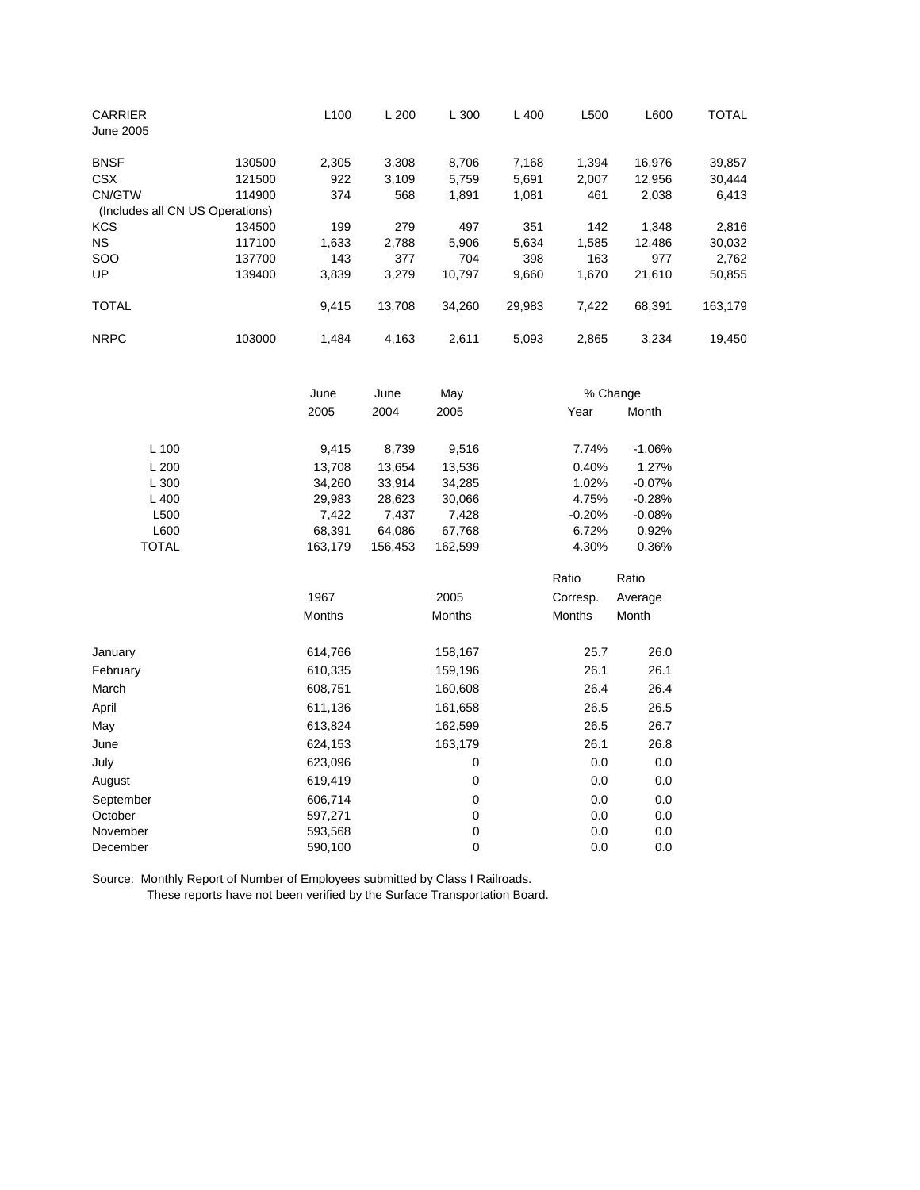| CARRIER<br>June 2005 | | L100 | L 200 | L 300 | L 400 | L500 | L600 | TOTAL |
|---|---|---|---|---|---|---|---|---|
| BNSF | 130500 | 2,305 | 3,308 | 8,706 | 7,168 | 1,394 | 16,976 | 39,857 |
| CSX | 121500 | 922 | 3,109 | 5,759 | 5,691 | 2,007 | 12,956 | 30,444 |
| CN/GTW | 114900 | 374 | 568 | 1,891 | 1,081 | 461 | 2,038 | 6,413 |
| (Includes all CN US Operations) | | | | | | | | |
| KCS | 134500 | 199 | 279 | 497 | 351 | 142 | 1,348 | 2,816 |
| NS | 117100 | 1,633 | 2,788 | 5,906 | 5,634 | 1,585 | 12,486 | 30,032 |
| SOO | 137700 | 143 | 377 | 704 | 398 | 163 | 977 | 2,762 |
| UP | 139400 | 3,839 | 3,279 | 10,797 | 9,660 | 1,670 | 21,610 | 50,855 |
| TOTAL | | 9,415 | 13,708 | 34,260 | 29,983 | 7,422 | 68,391 | 163,179 |
| NRPC | 103000 | 1,484 | 4,163 | 2,611 | 5,093 | 2,865 | 3,234 | 19,450 |

| | June 2005 | June 2004 | May 2005 | % Change Year | % Change Month |
|---|---|---|---|---|---|
| L 100 | 9,415 | 8,739 | 9,516 | 7.74% | -1.06% |
| L 200 | 13,708 | 13,654 | 13,536 | 0.40% | 1.27% |
| L 300 | 34,260 | 33,914 | 34,285 | 1.02% | -0.07% |
| L 400 | 29,983 | 28,623 | 30,066 | 4.75% | -0.28% |
| L500 | 7,422 | 7,437 | 7,428 | -0.20% | -0.08% |
| L600 | 68,391 | 64,086 | 67,768 | 6.72% | 0.92% |
| TOTAL | 163,179 | 156,453 | 162,599 | 4.30% | 0.36% |

| | 1967 Months | 2005 Months | Ratio Corresp. Months | Ratio Average Month |
|---|---|---|---|---|
| January | 614,766 | 158,167 | 25.7 | 26.0 |
| February | 610,335 | 159,196 | 26.1 | 26.1 |
| March | 608,751 | 160,608 | 26.4 | 26.4 |
| April | 611,136 | 161,658 | 26.5 | 26.5 |
| May | 613,824 | 162,599 | 26.5 | 26.7 |
| June | 624,153 | 163,179 | 26.1 | 26.8 |
| July | 623,096 | 0 | 0.0 | 0.0 |
| August | 619,419 | 0 | 0.0 | 0.0 |
| September | 606,714 | 0 | 0.0 | 0.0 |
| October | 597,271 | 0 | 0.0 | 0.0 |
| November | 593,568 | 0 | 0.0 | 0.0 |
| December | 590,100 | 0 | 0.0 | 0.0 |

Source: Monthly Report of Number of Employees submitted by Class I Railroads.
These reports have not been verified by the Surface Transportation Board.